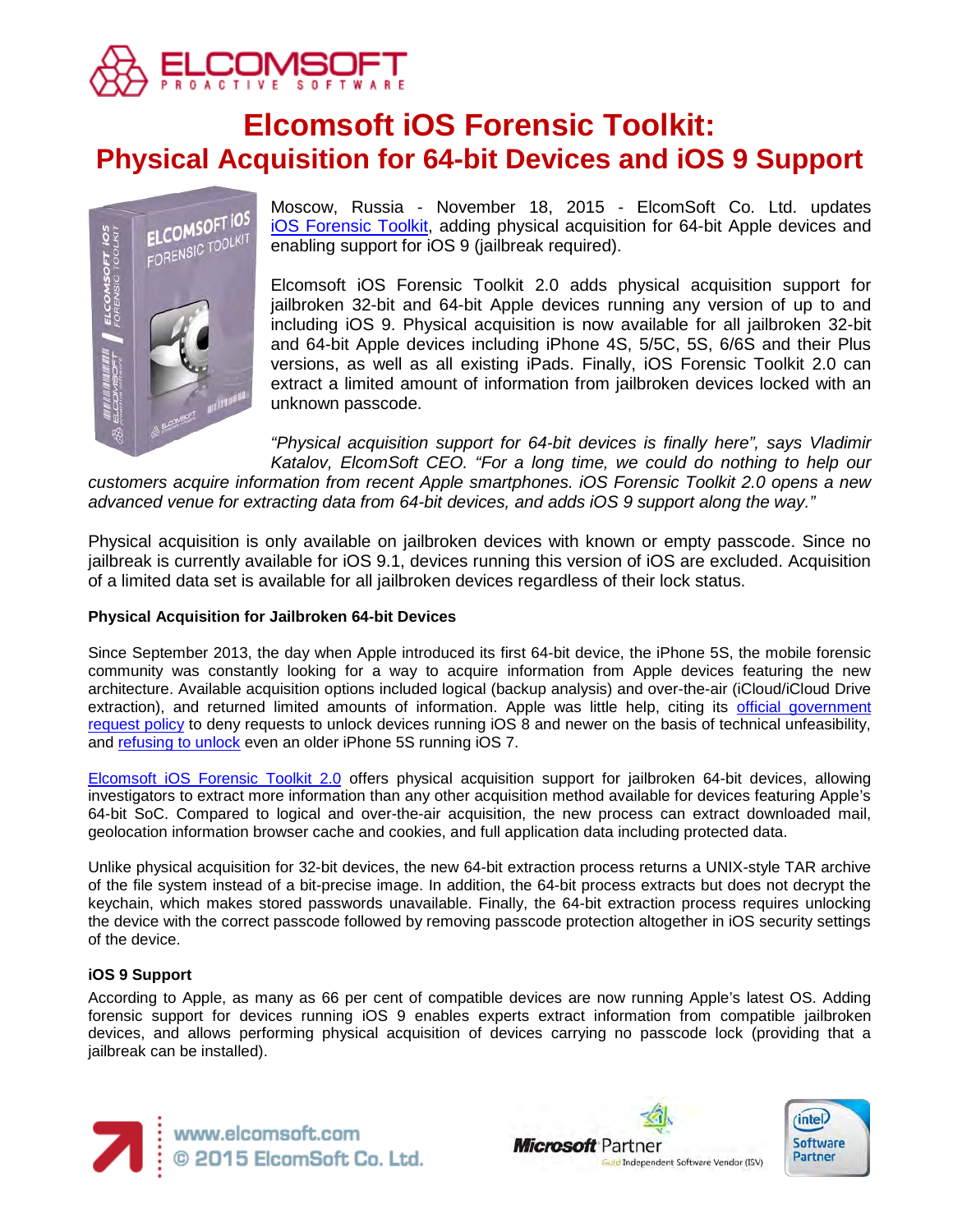# Elcomsoft iOS Forensic Toolkit:
## Physical Acquisition for 64-bit Devices and iOS 9 Support

Moscow, Russia - November 18, 2015 - ElcomSoft Co. Ltd. updates iOS Forensic Toolkit, adding physical acquisition for 64-bit Apple devices and enabling support for iOS 9 (jailbreak required).

Elcomsoft iOS Forensic Toolkit 2.0 adds physical acquisition support for jailbroken 32-bit and 64-bit Apple devices running any version of up to and including iOS 9. Physical acquisition is now available for all jailbroken 32-bit and 64-bit Apple devices including iPhone 4S, 5/5C, 5S, 6/6S and their Plus versions, as well as all existing iPads. Finally, iOS Forensic Toolkit 2.0 can extract a limited amount of information from jailbroken devices locked with an unknown passcode.

*"Physical acquisition support for 64-bit devices is finally here", says Vladimir Katalov, ElcomSoft CEO. "For a long time, we could do nothing to help our customers acquire information from recent Apple smartphones. iOS Forensic Toolkit 2.0 opens a new advanced venue for extracting data from 64-bit devices, and adds iOS 9 support along the way."*

Physical acquisition is only available on jailbroken devices with known or empty passcode. Since no jailbreak is currently available for iOS 9.1, devices running this version of iOS are excluded. Acquisition of a limited data set is available for all jailbroken devices regardless of their lock status.

**Physical Acquisition for Jailbroken 64-bit Devices**

Since September 2013, the day when Apple introduced its first 64-bit device, the iPhone 5S, the mobile forensic community was constantly looking for a way to acquire information from Apple devices featuring the new architecture. Available acquisition options included logical (backup analysis) and over-the-air (iCloud/iCloud Drive extraction), and returned limited amounts of information. Apple was little help, citing its official government request policy to deny requests to unlock devices running iOS 8 and newer on the basis of technical unfeasibility, and refusing to unlock even an older iPhone 5S running iOS 7.

Elcomsoft iOS Forensic Toolkit 2.0 offers physical acquisition support for jailbroken 64-bit devices, allowing investigators to extract more information than any other acquisition method available for devices featuring Apple's 64-bit SoC. Compared to logical and over-the-air acquisition, the new process can extract downloaded mail, geolocation information browser cache and cookies, and full application data including protected data.

Unlike physical acquisition for 32-bit devices, the new 64-bit extraction process returns a UNIX-style TAR archive of the file system instead of a bit-precise image. In addition, the 64-bit process extracts but does not decrypt the keychain, which makes stored passwords unavailable. Finally, the 64-bit extraction process requires unlocking the device with the correct passcode followed by removing passcode protection altogether in iOS security settings of the device.

**iOS 9 Support**

According to Apple, as many as 66 per cent of compatible devices are now running Apple's latest OS. Adding forensic support for devices running iOS 9 enables experts extract information from compatible jailbroken devices, and allows performing physical acquisition of devices carrying no passcode lock (providing that a jailbreak can be installed).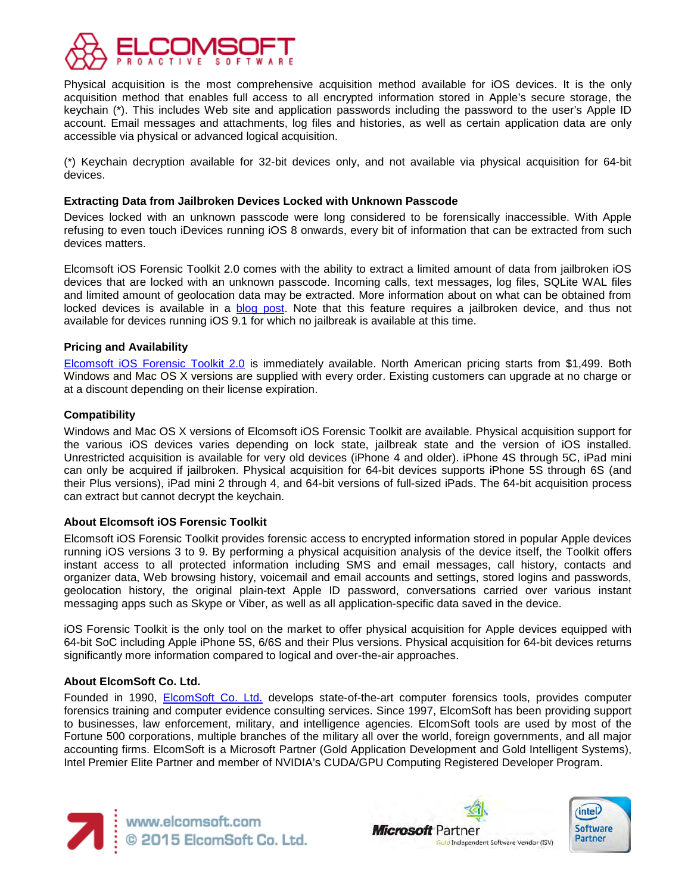Physical acquisition is the most comprehensive acquisition method available for iOS devices. It is the only acquisition method that enables full access to all encrypted information stored in Apple's secure storage, the keychain (*). This includes Web site and application passwords including the password to the user's Apple ID account. Email messages and attachments, log files and histories, as well as certain application data are only accessible via physical or advanced logical acquisition.

(*) Keychain decryption available for 32-bit devices only, and not available via physical acquisition for 64-bit devices.

### Extracting Data from Jailbroken Devices Locked with Unknown Passcode

Devices locked with an unknown passcode were long considered to be forensically inaccessible. With Apple refusing to even touch iDevices running iOS 8 onwards, every bit of information that can be extracted from such devices matters.

Elcomsoft iOS Forensic Toolkit 2.0 comes with the ability to extract a limited amount of data from jailbroken iOS devices that are locked with an unknown passcode. Incoming calls, text messages, log files, SQLite WAL files and limited amount of geolocation data may be extracted. More information about on what can be obtained from locked devices is available in a blog post. Note that this feature requires a jailbroken device, and thus not available for devices running iOS 9.1 for which no jailbreak is available at this time.

### Pricing and Availability

Elcomsoft iOS Forensic Toolkit 2.0 is immediately available. North American pricing starts from $1,499. Both Windows and Mac OS X versions are supplied with every order. Existing customers can upgrade at no charge or at a discount depending on their license expiration.

### Compatibility

Windows and Mac OS X versions of Elcomsoft iOS Forensic Toolkit are available. Physical acquisition support for the various iOS devices varies depending on lock state, jailbreak state and the version of iOS installed. Unrestricted acquisition is available for very old devices (iPhone 4 and older). iPhone 4S through 5C, iPad mini can only be acquired if jailbroken. Physical acquisition for 64-bit devices supports iPhone 5S through 6S (and their Plus versions), iPad mini 2 through 4, and 64-bit versions of full-sized iPads. The 64-bit acquisition process can extract but cannot decrypt the keychain.

### About Elcomsoft iOS Forensic Toolkit

Elcomsoft iOS Forensic Toolkit provides forensic access to encrypted information stored in popular Apple devices running iOS versions 3 to 9. By performing a physical acquisition analysis of the device itself, the Toolkit offers instant access to all protected information including SMS and email messages, call history, contacts and organizer data, Web browsing history, voicemail and email accounts and settings, stored logins and passwords, geolocation history, the original plain-text Apple ID password, conversations carried over various instant messaging apps such as Skype or Viber, as well as all application-specific data saved in the device.

iOS Forensic Toolkit is the only tool on the market to offer physical acquisition for Apple devices equipped with 64-bit SoC including Apple iPhone 5S, 6/6S and their Plus versions. Physical acquisition for 64-bit devices returns significantly more information compared to logical and over-the-air approaches.

### About ElcomSoft Co. Ltd.

Founded in 1990, ElcomSoft Co. Ltd. develops state-of-the-art computer forensics tools, provides computer forensics training and computer evidence consulting services. Since 1997, ElcomSoft has been providing support to businesses, law enforcement, military, and intelligence agencies. ElcomSoft tools are used by most of the Fortune 500 corporations, multiple branches of the military all over the world, foreign governments, and all major accounting firms. ElcomSoft is a Microsoft Partner (Gold Application Development and Gold Intelligent Systems), Intel Premier Elite Partner and member of NVIDIA's CUDA/GPU Computing Registered Developer Program.

www.elcomsoft.com
© 2015 ElcomSoft Co. Ltd.